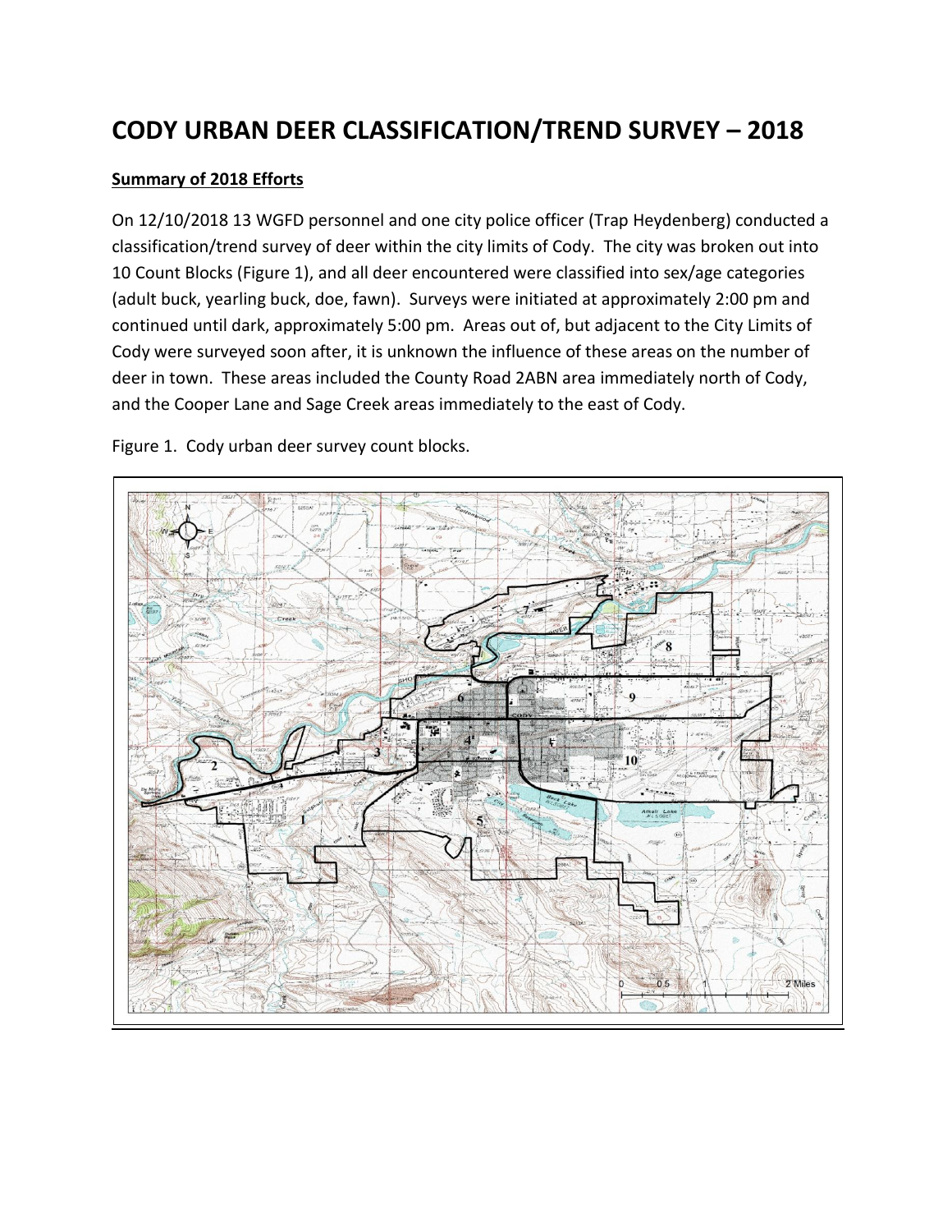# CODY URBAN DEER CLASSIFICATION/TREND SURVEY – 2018

**Summary of 2018 Efforts**

On 12/10/2018 13 WGFD personnel and one city police officer (Trap Heydenberg) conducted a classification/trend survey of deer within the city limits of Cody. The city was broken out into 10 Count Blocks (Figure 1), and all deer encountered were classified into sex/age categories (adult buck, yearling buck, doe, fawn). Surveys were initiated at approximately 2:00 pm and continued until dark, approximately 5:00 pm. Areas out of, but adjacent to the City Limits of Cody were surveyed soon after, it is unknown the influence of these areas on the number of deer in town. These areas included the County Road 2ABN area immediately north of Cody, and the Cooper Lane and Sage Creek areas immediately to the east of Cody.

Figure 1. Cody urban deer survey count blocks.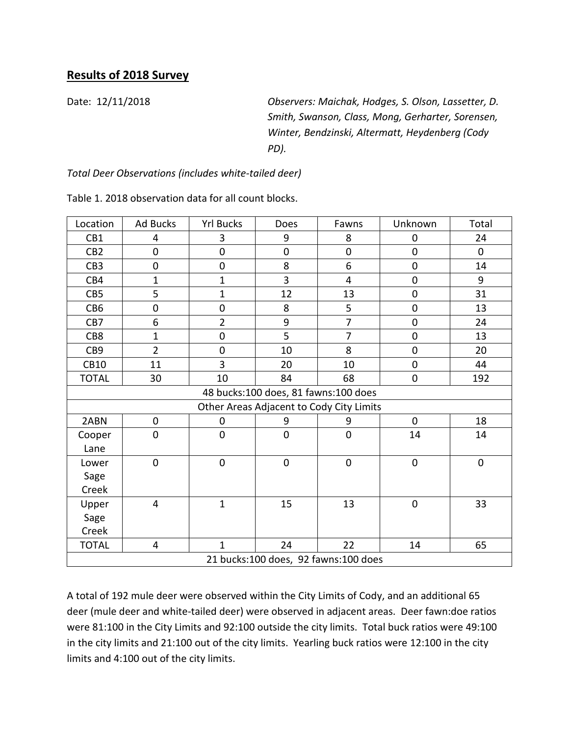## Results of 2018 Survey

Date: 12/11/2018

*Observers: Maichak, Hodges, S. Olson, Lassetter, D. Smith, Swanson, Class, Mong, Gerharter, Sorensen, Winter, Bendzinski, Altermatt, Heydenberg (Cody PD).*

*Total Deer Observations (includes white-tailed deer)*

Table 1. 2018 observation data for all count blocks.

| Location | Ad Bucks | Yrl Bucks | Does | Fawns | Unknown | Total |
|---|---|---|---|---|---|---|
| CB1 | 4 | 3 | 9 | 8 | 0 | 24 |
| CB2 | 0 | 0 | 0 | 0 | 0 | 0 |
| CB3 | 0 | 0 | 8 | 6 | 0 | 14 |
| CB4 | 1 | 1 | 3 | 4 | 0 | 9 |
| CB5 | 5 | 1 | 12 | 13 | 0 | 31 |
| CB6 | 0 | 0 | 8 | 5 | 0 | 13 |
| CB7 | 6 | 2 | 9 | 7 | 0 | 24 |
| CB8 | 1 | 0 | 5 | 7 | 0 | 13 |
| CB9 | 2 | 0 | 10 | 8 | 0 | 20 |
| CB10 | 11 | 3 | 20 | 10 | 0 | 44 |
| TOTAL | 30 | 10 | 84 | 68 | 0 | 192 |
| 48 bucks:100 does, 81 fawns:100 does | | | | | | |
| Other Areas Adjacent to Cody City Limits | | | | | | |
| 2ABN | 0 | 0 | 9 | 9 | 0 | 18 |
| Cooper Lane | 0 | 0 | 0 | 0 | 14 | 14 |
| Lower Sage Creek | 0 | 0 | 0 | 0 | 0 | 0 |
| Upper Sage Creek | 4 | 1 | 15 | 13 | 0 | 33 |
| TOTAL | 4 | 1 | 24 | 22 | 14 | 65 |
| 21 bucks:100 does, 92 fawns:100 does | | | | | | |

A total of 192 mule deer were observed within the City Limits of Cody, and an additional 65 deer (mule deer and white-tailed deer) were observed in adjacent areas. Deer fawn:doe ratios were 81:100 in the City Limits and 92:100 outside the city limits. Total buck ratios were 49:100 in the city limits and 21:100 out of the city limits. Yearling buck ratios were 12:100 in the city limits and 4:100 out of the city limits.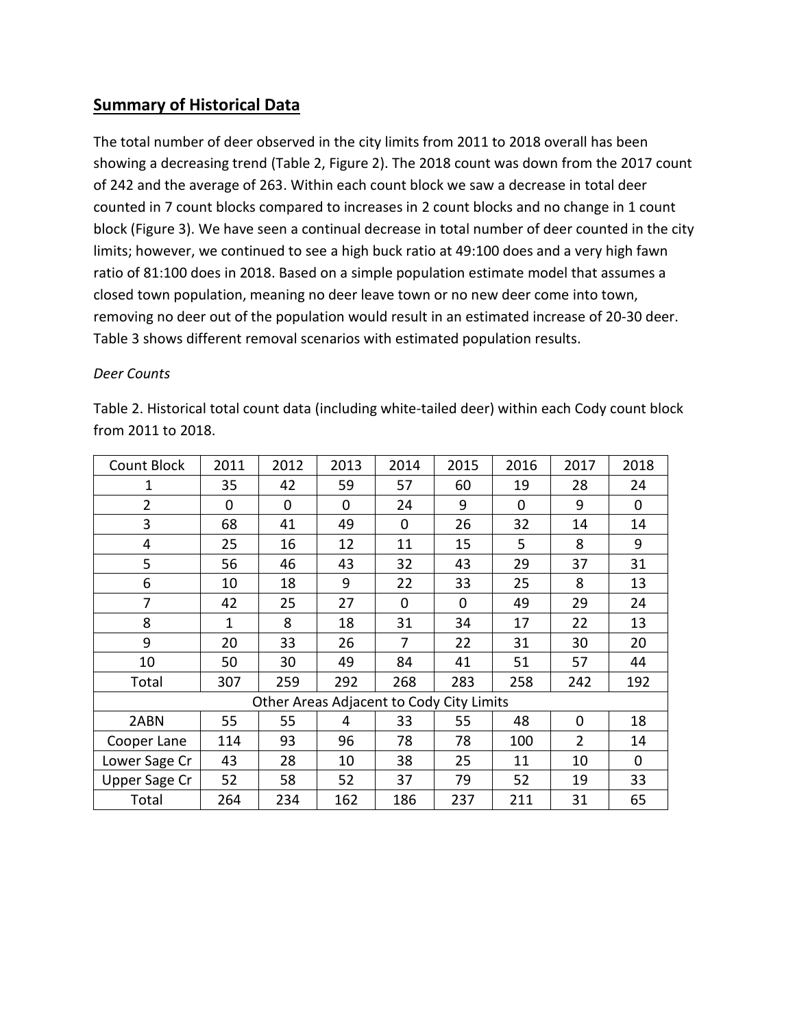## Summary of Historical Data

The total number of deer observed in the city limits from 2011 to 2018 overall has been showing a decreasing trend (Table 2, Figure 2). The 2018 count was down from the 2017 count of 242 and the average of 263. Within each count block we saw a decrease in total deer counted in 7 count blocks compared to increases in 2 count blocks and no change in 1 count block (Figure 3). We have seen a continual decrease in total number of deer counted in the city limits; however, we continued to see a high buck ratio at 49:100 does and a very high fawn ratio of 81:100 does in 2018. Based on a simple population estimate model that assumes a closed town population, meaning no deer leave town or no new deer come into town, removing no deer out of the population would result in an estimated increase of 20-30 deer. Table 3 shows different removal scenarios with estimated population results.

*Deer Counts*

Table 2. Historical total count data (including white-tailed deer) within each Cody count block from 2011 to 2018.

| Count Block | 2011 | 2012 | 2013 | 2014 | 2015 | 2016 | 2017 | 2018 |
|---|---|---|---|---|---|---|---|---|
| 1 | 35 | 42 | 59 | 57 | 60 | 19 | 28 | 24 |
| 2 | 0 | 0 | 0 | 24 | 9 | 0 | 9 | 0 |
| 3 | 68 | 41 | 49 | 0 | 26 | 32 | 14 | 14 |
| 4 | 25 | 16 | 12 | 11 | 15 | 5 | 8 | 9 |
| 5 | 56 | 46 | 43 | 32 | 43 | 29 | 37 | 31 |
| 6 | 10 | 18 | 9 | 22 | 33 | 25 | 8 | 13 |
| 7 | 42 | 25 | 27 | 0 | 0 | 49 | 29 | 24 |
| 8 | 1 | 8 | 18 | 31 | 34 | 17 | 22 | 13 |
| 9 | 20 | 33 | 26 | 7 | 22 | 31 | 30 | 20 |
| 10 | 50 | 30 | 49 | 84 | 41 | 51 | 57 | 44 |
| Total | 307 | 259 | 292 | 268 | 283 | 258 | 242 | 192 |
| Other Areas Adjacent to Cody City Limits | | | | | | | | |
| 2ABN | 55 | 55 | 4 | 33 | 55 | 48 | 0 | 18 |
| Cooper Lane | 114 | 93 | 96 | 78 | 78 | 100 | 2 | 14 |
| Lower Sage Cr | 43 | 28 | 10 | 38 | 25 | 11 | 10 | 0 |
| Upper Sage Cr | 52 | 58 | 52 | 37 | 79 | 52 | 19 | 33 |
| Total | 264 | 234 | 162 | 186 | 237 | 211 | 31 | 65 |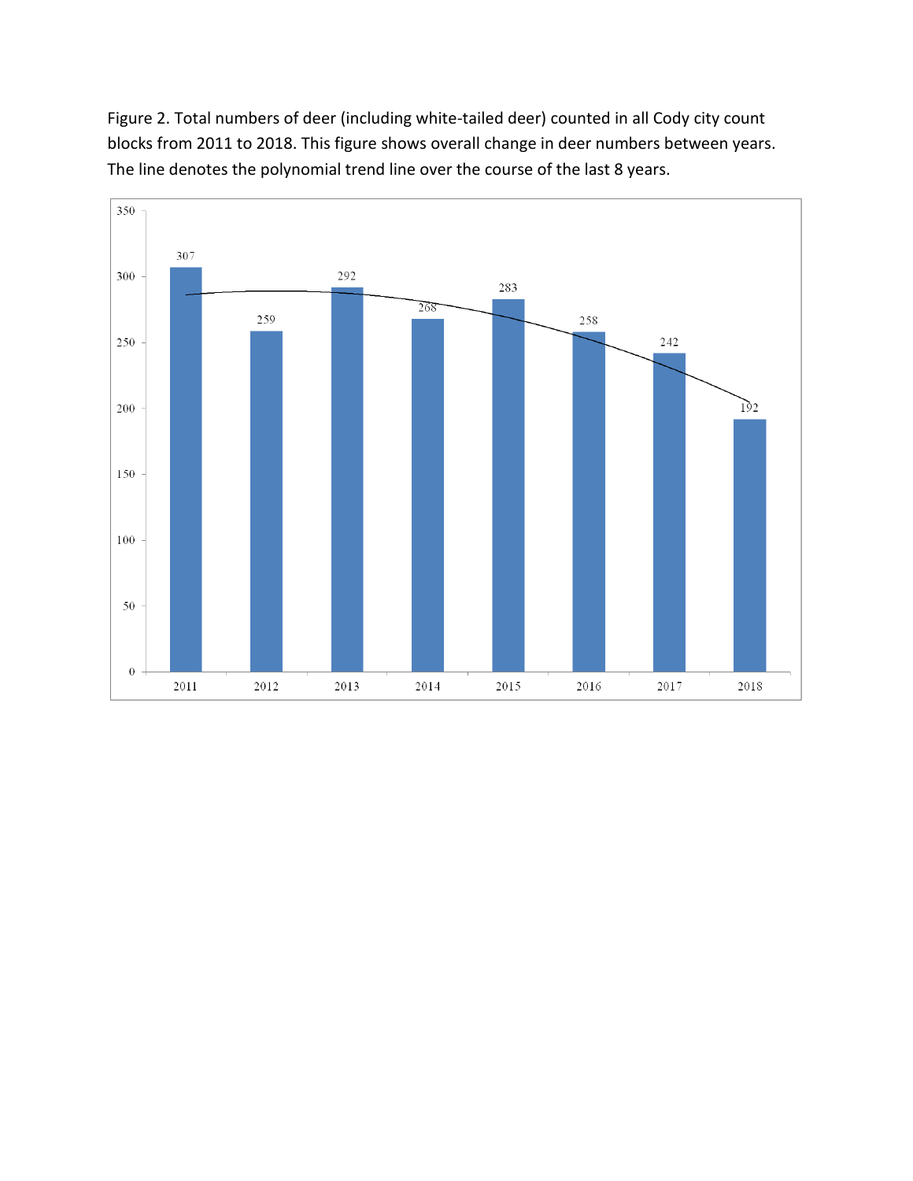Figure 2. Total numbers of deer (including white-tailed deer) counted in all Cody city count blocks from 2011 to 2018. This figure shows overall change in deer numbers between years. The line denotes the polynomial trend line over the course of the last 8 years.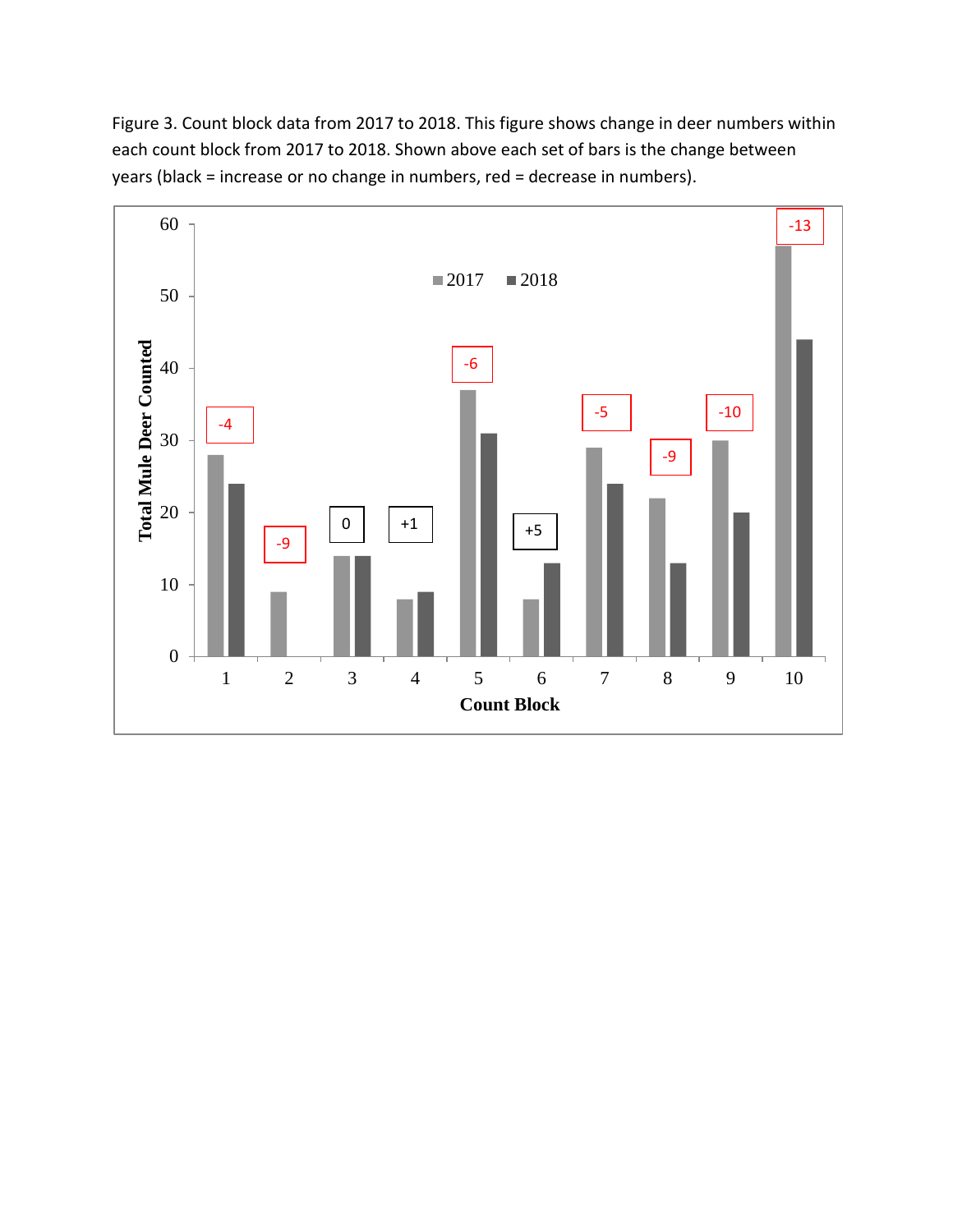Figure 3. Count block data from 2017 to 2018. This figure shows change in deer numbers within each count block from 2017 to 2018. Shown above each set of bars is the change between years (black = increase or no change in numbers, red = decrease in numbers).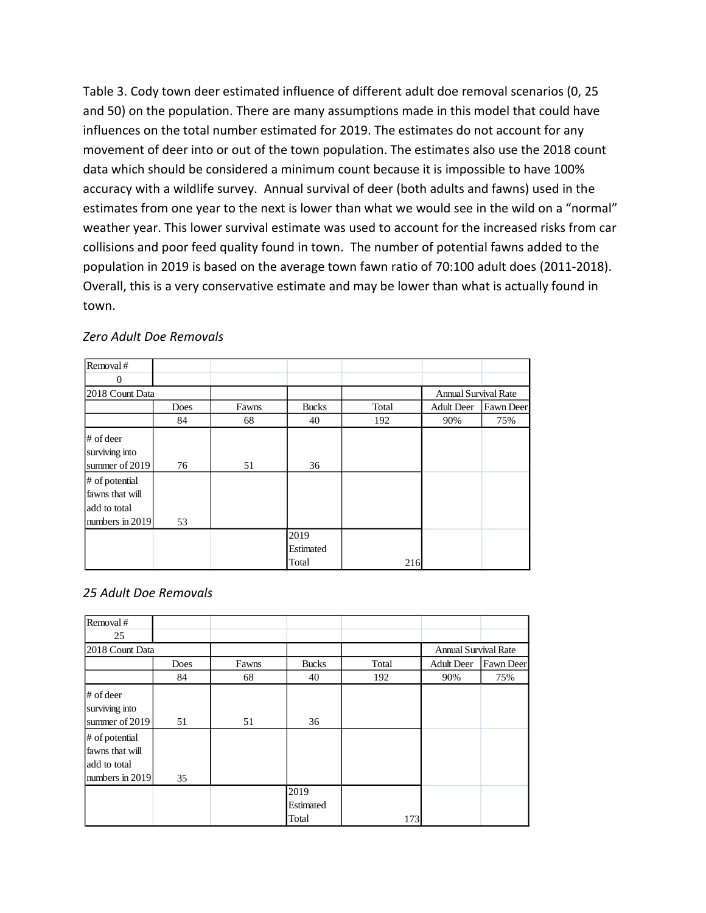Table 3. Cody town deer estimated influence of different adult doe removal scenarios (0, 25 and 50) on the population. There are many assumptions made in this model that could have influences on the total number estimated for 2019. The estimates do not account for any movement of deer into or out of the town population. The estimates also use the 2018 count data which should be considered a minimum count because it is impossible to have 100% accuracy with a wildlife survey. Annual survival of deer (both adults and fawns) used in the estimates from one year to the next is lower than what we would see in the wild on a "normal" weather year. This lower survival estimate was used to account for the increased risks from car collisions and poor feed quality found in town. The number of potential fawns added to the population in 2019 is based on the average town fawn ratio of 70:100 adult does (2011-2018). Overall, this is a very conservative estimate and may be lower than what is actually found in town.

*Zero Adult Doe Removals*

| Removal # | | | | | | |
|---|---|---|---|---|---|---|
| 0 | | | | | | |
| 2018 Count Data | | | | | Annual Survival Rate | |
| | Does | Fawns | Bucks | Total | Adult Deer | Fawn Deer |
| | 84 | 68 | 40 | 192 | 90% | 75% |
| # of deer surviving into summer of 2019 | 76 | 51 | 36 | | | |
| # of potential fawns that will add to total numbers in 2019 | 53 | | | | | |
| | | | 2019 Estimated Total | 216 | | |

*25 Adult Doe Removals*

| Removal # | | | | | | |
|---|---|---|---|---|---|---|
| 25 | | | | | | |
| 2018 Count Data | | | | | Annual Survival Rate | |
| | Does | Fawns | Bucks | Total | Adult Deer | Fawn Deer |
| | 84 | 68 | 40 | 192 | 90% | 75% |
| # of deer surviving into summer of 2019 | 51 | 51 | 36 | | | |
| # of potential fawns that will add to total numbers in 2019 | 35 | | | | | |
| | | | 2019 Estimated Total | 173 | | |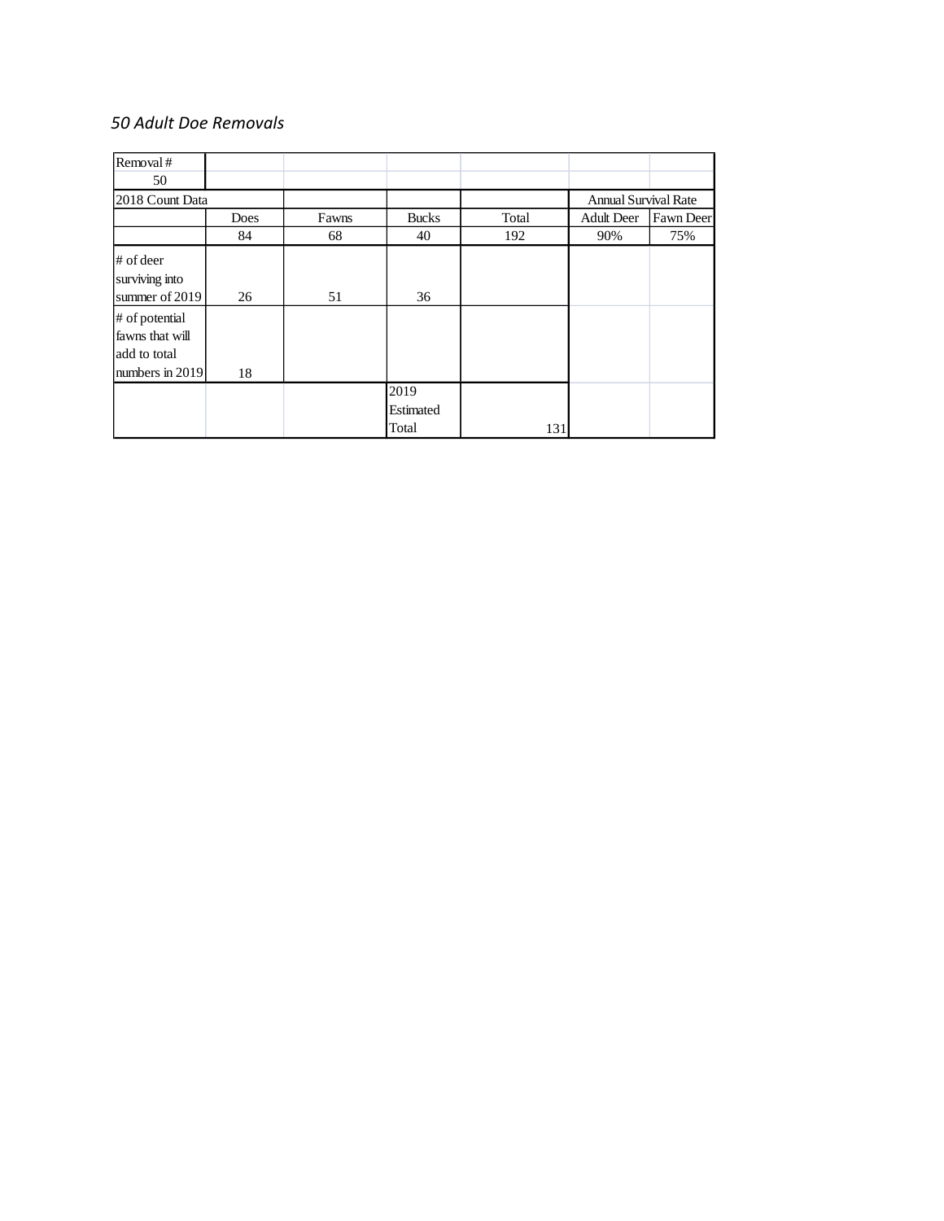*50 Adult Doe Removals*

| Removal # | | | | | | |
|---|---|---|---|---|---|---|
| 50 | | | | | | |
| 2018 Count Data | | | | | Annual Survival Rate | |
| | Does | Fawns | Bucks | Total | Adult Deer | Fawn Deer |
| | 84 | 68 | 40 | 192 | 90% | 75% |
| # of deer surviving into summer of 2019 | 26 | 51 | 36 | | | |
| # of potential fawns that will add to total numbers in 2019 | 18 | | | | | |
| | | | 2019 Estimated Total | 131 | | |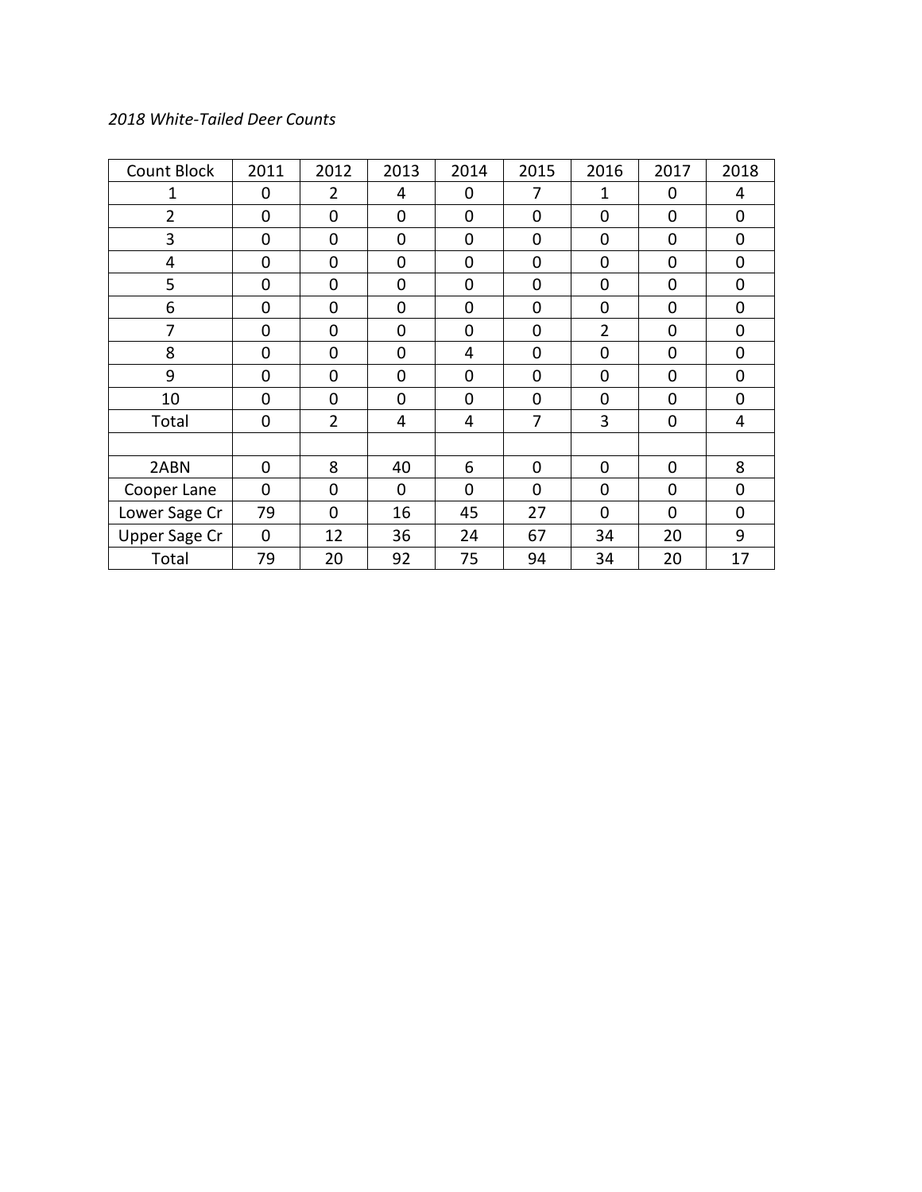*2018 White-Tailed Deer Counts*

| Count Block | 2011 | 2012 | 2013 | 2014 | 2015 | 2016 | 2017 | 2018 |
|---|---|---|---|---|---|---|---|---|
| 1 | 0 | 2 | 4 | 0 | 7 | 1 | 0 | 4 |
| 2 | 0 | 0 | 0 | 0 | 0 | 0 | 0 | 0 |
| 3 | 0 | 0 | 0 | 0 | 0 | 0 | 0 | 0 |
| 4 | 0 | 0 | 0 | 0 | 0 | 0 | 0 | 0 |
| 5 | 0 | 0 | 0 | 0 | 0 | 0 | 0 | 0 |
| 6 | 0 | 0 | 0 | 0 | 0 | 0 | 0 | 0 |
| 7 | 0 | 0 | 0 | 0 | 0 | 2 | 0 | 0 |
| 8 | 0 | 0 | 0 | 4 | 0 | 0 | 0 | 0 |
| 9 | 0 | 0 | 0 | 0 | 0 | 0 | 0 | 0 |
| 10 | 0 | 0 | 0 | 0 | 0 | 0 | 0 | 0 |
| Total | 0 | 2 | 4 | 4 | 7 | 3 | 0 | 4 |
| | | | | | | | | |
| 2ABN | 0 | 8 | 40 | 6 | 0 | 0 | 0 | 8 |
| Cooper Lane | 0 | 0 | 0 | 0 | 0 | 0 | 0 | 0 |
| Lower Sage Cr | 79 | 0 | 16 | 45 | 27 | 0 | 0 | 0 |
| Upper Sage Cr | 0 | 12 | 36 | 24 | 67 | 34 | 20 | 9 |
| Total | 79 | 20 | 92 | 75 | 94 | 34 | 20 | 17 |